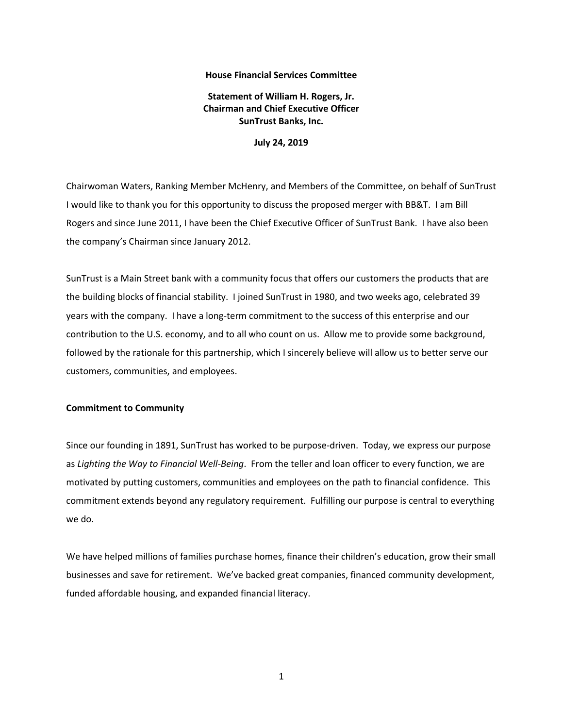**House Financial Services Committee**

**Statement of William H. Rogers, Jr.**
**Chairman and Chief Executive Officer**
**SunTrust Banks, Inc.**

**July 24, 2019**

Chairwoman Waters, Ranking Member McHenry, and Members of the Committee, on behalf of SunTrust I would like to thank you for this opportunity to discuss the proposed merger with BB&T. I am Bill Rogers and since June 2011, I have been the Chief Executive Officer of SunTrust Bank. I have also been the company's Chairman since January 2012.

SunTrust is a Main Street bank with a community focus that offers our customers the products that are the building blocks of financial stability. I joined SunTrust in 1980, and two weeks ago, celebrated 39 years with the company. I have a long-term commitment to the success of this enterprise and our contribution to the U.S. economy, and to all who count on us. Allow me to provide some background, followed by the rationale for this partnership, which I sincerely believe will allow us to better serve our customers, communities, and employees.

**Commitment to Community**

Since our founding in 1891, SunTrust has worked to be purpose-driven. Today, we express our purpose as *Lighting the Way to Financial Well-Being*. From the teller and loan officer to every function, we are motivated by putting customers, communities and employees on the path to financial confidence. This commitment extends beyond any regulatory requirement. Fulfilling our purpose is central to everything we do.

We have helped millions of families purchase homes, finance their children's education, grow their small businesses and save for retirement. We've backed great companies, financed community development, funded affordable housing, and expanded financial literacy.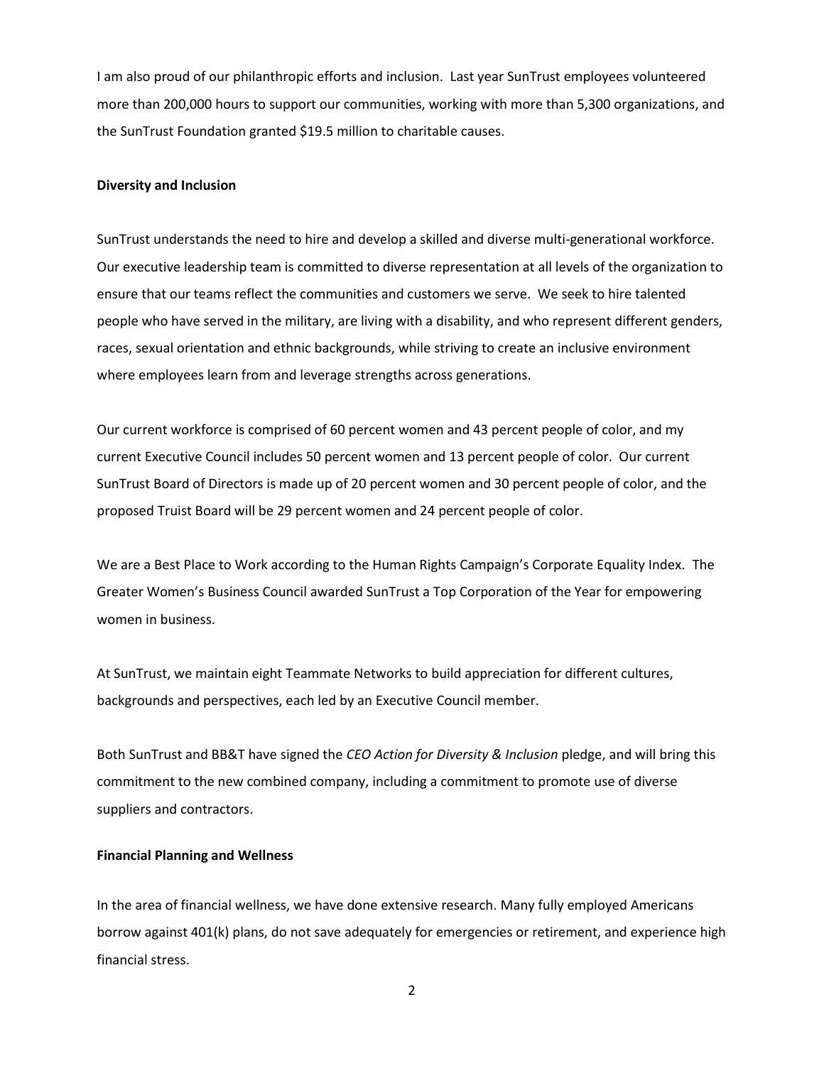I am also proud of our philanthropic efforts and inclusion. Last year SunTrust employees volunteered more than 200,000 hours to support our communities, working with more than 5,300 organizations, and the SunTrust Foundation granted $19.5 million to charitable causes.

**Diversity and Inclusion**

SunTrust understands the need to hire and develop a skilled and diverse multi-generational workforce. Our executive leadership team is committed to diverse representation at all levels of the organization to ensure that our teams reflect the communities and customers we serve. We seek to hire talented people who have served in the military, are living with a disability, and who represent different genders, races, sexual orientation and ethnic backgrounds, while striving to create an inclusive environment where employees learn from and leverage strengths across generations.

Our current workforce is comprised of 60 percent women and 43 percent people of color, and my current Executive Council includes 50 percent women and 13 percent people of color. Our current SunTrust Board of Directors is made up of 20 percent women and 30 percent people of color, and the proposed Truist Board will be 29 percent women and 24 percent people of color.

We are a Best Place to Work according to the Human Rights Campaign's Corporate Equality Index. The Greater Women's Business Council awarded SunTrust a Top Corporation of the Year for empowering women in business.

At SunTrust, we maintain eight Teammate Networks to build appreciation for different cultures, backgrounds and perspectives, each led by an Executive Council member.

Both SunTrust and BB&T have signed the *CEO Action for Diversity & Inclusion* pledge, and will bring this commitment to the new combined company, including a commitment to promote use of diverse suppliers and contractors.

**Financial Planning and Wellness**

In the area of financial wellness, we have done extensive research. Many fully employed Americans borrow against 401(k) plans, do not save adequately for emergencies or retirement, and experience high financial stress.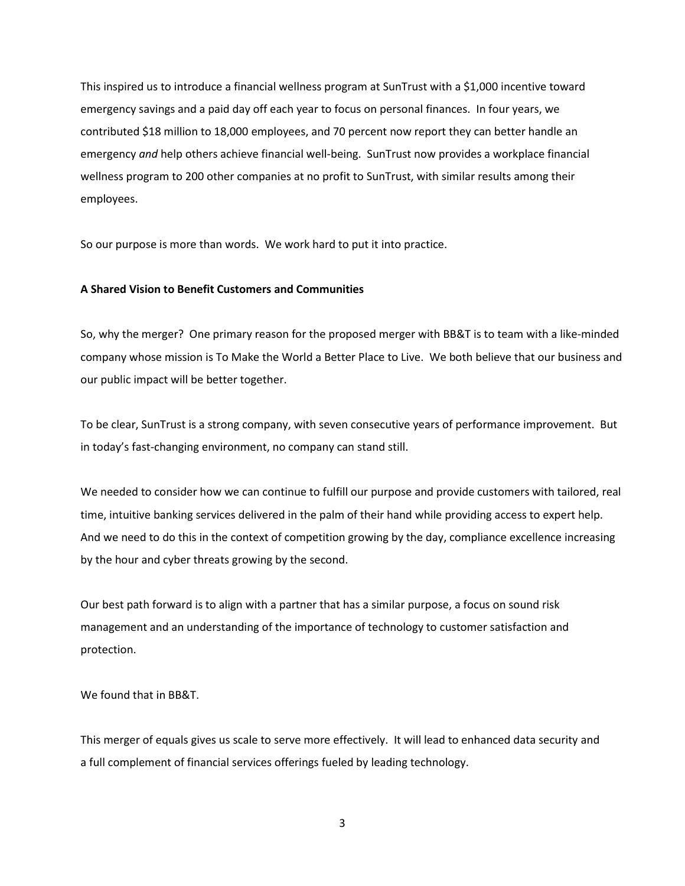This inspired us to introduce a financial wellness program at SunTrust with a $1,000 incentive toward emergency savings and a paid day off each year to focus on personal finances. In four years, we contributed $18 million to 18,000 employees, and 70 percent now report they can better handle an emergency *and* help others achieve financial well-being. SunTrust now provides a workplace financial wellness program to 200 other companies at no profit to SunTrust, with similar results among their employees.

So our purpose is more than words. We work hard to put it into practice.

**A Shared Vision to Benefit Customers and Communities**

So, why the merger? One primary reason for the proposed merger with BB&T is to team with a like-minded company whose mission is To Make the World a Better Place to Live. We both believe that our business and our public impact will be better together.

To be clear, SunTrust is a strong company, with seven consecutive years of performance improvement. But in today's fast-changing environment, no company can stand still.

We needed to consider how we can continue to fulfill our purpose and provide customers with tailored, real time, intuitive banking services delivered in the palm of their hand while providing access to expert help. And we need to do this in the context of competition growing by the day, compliance excellence increasing by the hour and cyber threats growing by the second.

Our best path forward is to align with a partner that has a similar purpose, a focus on sound risk management and an understanding of the importance of technology to customer satisfaction and protection.

We found that in BB&T.

This merger of equals gives us scale to serve more effectively. It will lead to enhanced data security and a full complement of financial services offerings fueled by leading technology.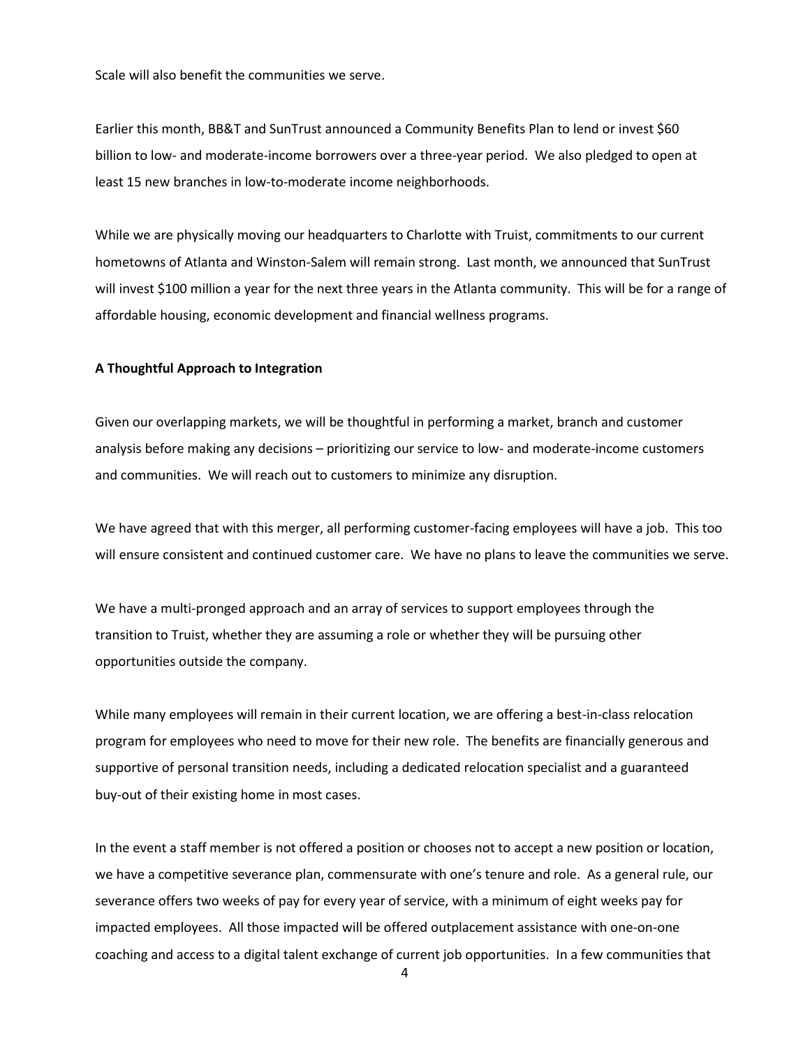Scale will also benefit the communities we serve.

Earlier this month, BB&T and SunTrust announced a Community Benefits Plan to lend or invest $60 billion to low- and moderate-income borrowers over a three-year period. We also pledged to open at least 15 new branches in low-to-moderate income neighborhoods.

While we are physically moving our headquarters to Charlotte with Truist, commitments to our current hometowns of Atlanta and Winston-Salem will remain strong. Last month, we announced that SunTrust will invest $100 million a year for the next three years in the Atlanta community. This will be for a range of affordable housing, economic development and financial wellness programs.

**A Thoughtful Approach to Integration**

Given our overlapping markets, we will be thoughtful in performing a market, branch and customer analysis before making any decisions – prioritizing our service to low- and moderate-income customers and communities. We will reach out to customers to minimize any disruption.

We have agreed that with this merger, all performing customer-facing employees will have a job. This too will ensure consistent and continued customer care. We have no plans to leave the communities we serve.

We have a multi-pronged approach and an array of services to support employees through the transition to Truist, whether they are assuming a role or whether they will be pursuing other opportunities outside the company.

While many employees will remain in their current location, we are offering a best-in-class relocation program for employees who need to move for their new role. The benefits are financially generous and supportive of personal transition needs, including a dedicated relocation specialist and a guaranteed buy-out of their existing home in most cases.

In the event a staff member is not offered a position or chooses not to accept a new position or location, we have a competitive severance plan, commensurate with one's tenure and role. As a general rule, our severance offers two weeks of pay for every year of service, with a minimum of eight weeks pay for impacted employees. All those impacted will be offered outplacement assistance with one-on-one coaching and access to a digital talent exchange of current job opportunities. In a few communities that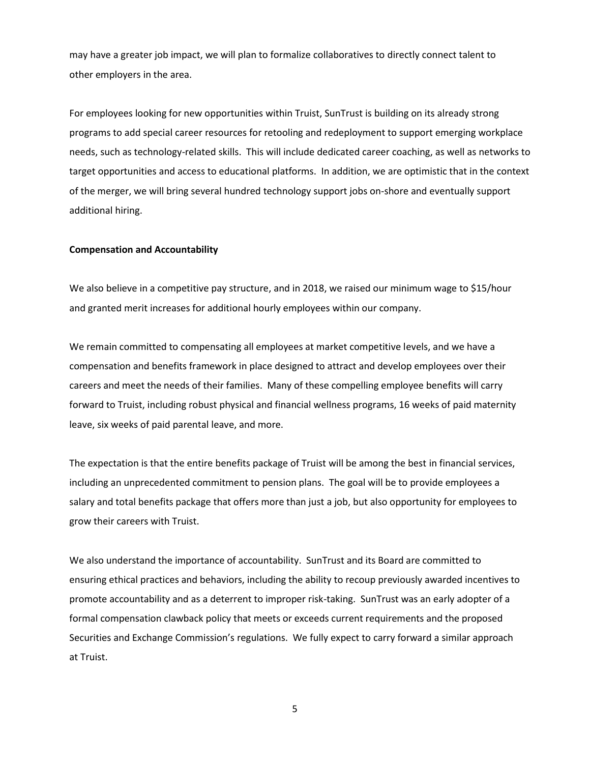may have a greater job impact, we will plan to formalize collaboratives to directly connect talent to other employers in the area.

For employees looking for new opportunities within Truist, SunTrust is building on its already strong programs to add special career resources for retooling and redeployment to support emerging workplace needs, such as technology-related skills. This will include dedicated career coaching, as well as networks to target opportunities and access to educational platforms. In addition, we are optimistic that in the context of the merger, we will bring several hundred technology support jobs on-shore and eventually support additional hiring.

**Compensation and Accountability**

We also believe in a competitive pay structure, and in 2018, we raised our minimum wage to $15/hour and granted merit increases for additional hourly employees within our company.

We remain committed to compensating all employees at market competitive levels, and we have a compensation and benefits framework in place designed to attract and develop employees over their careers and meet the needs of their families. Many of these compelling employee benefits will carry forward to Truist, including robust physical and financial wellness programs, 16 weeks of paid maternity leave, six weeks of paid parental leave, and more.

The expectation is that the entire benefits package of Truist will be among the best in financial services, including an unprecedented commitment to pension plans. The goal will be to provide employees a salary and total benefits package that offers more than just a job, but also opportunity for employees to grow their careers with Truist.

We also understand the importance of accountability. SunTrust and its Board are committed to ensuring ethical practices and behaviors, including the ability to recoup previously awarded incentives to promote accountability and as a deterrent to improper risk-taking. SunTrust was an early adopter of a formal compensation clawback policy that meets or exceeds current requirements and the proposed Securities and Exchange Commission's regulations. We fully expect to carry forward a similar approach at Truist.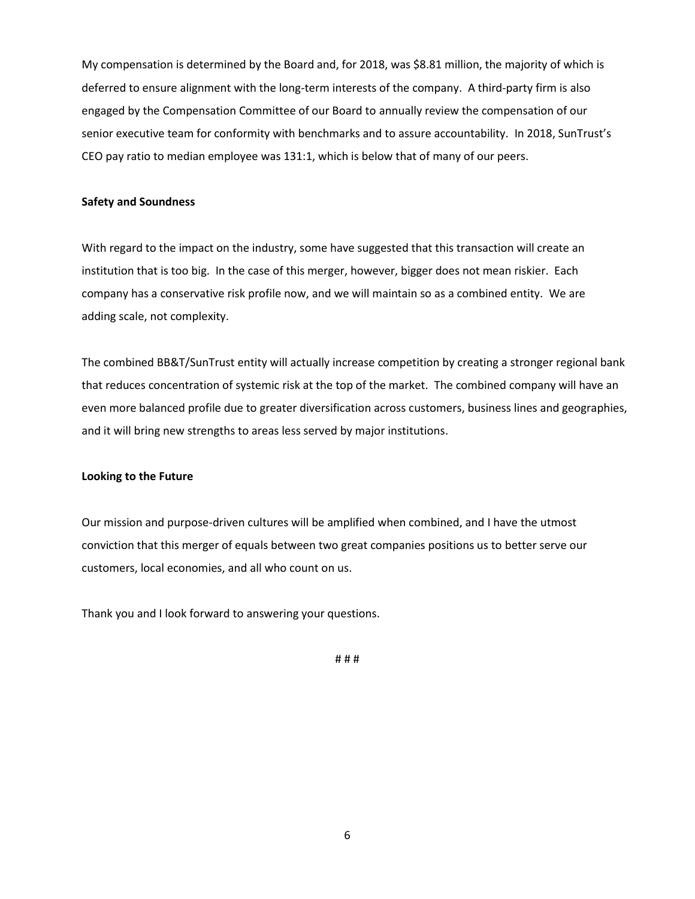My compensation is determined by the Board and, for 2018, was $8.81 million, the majority of which is deferred to ensure alignment with the long-term interests of the company. A third-party firm is also engaged by the Compensation Committee of our Board to annually review the compensation of our senior executive team for conformity with benchmarks and to assure accountability. In 2018, SunTrust's CEO pay ratio to median employee was 131:1, which is below that of many of our peers.

**Safety and Soundness**

With regard to the impact on the industry, some have suggested that this transaction will create an institution that is too big. In the case of this merger, however, bigger does not mean riskier. Each company has a conservative risk profile now, and we will maintain so as a combined entity. We are adding scale, not complexity.

The combined BB&T/SunTrust entity will actually increase competition by creating a stronger regional bank that reduces concentration of systemic risk at the top of the market. The combined company will have an even more balanced profile due to greater diversification across customers, business lines and geographies, and it will bring new strengths to areas less served by major institutions.

**Looking to the Future**

Our mission and purpose-driven cultures will be amplified when combined, and I have the utmost conviction that this merger of equals between two great companies positions us to better serve our customers, local economies, and all who count on us.

Thank you and I look forward to answering your questions.

# # #